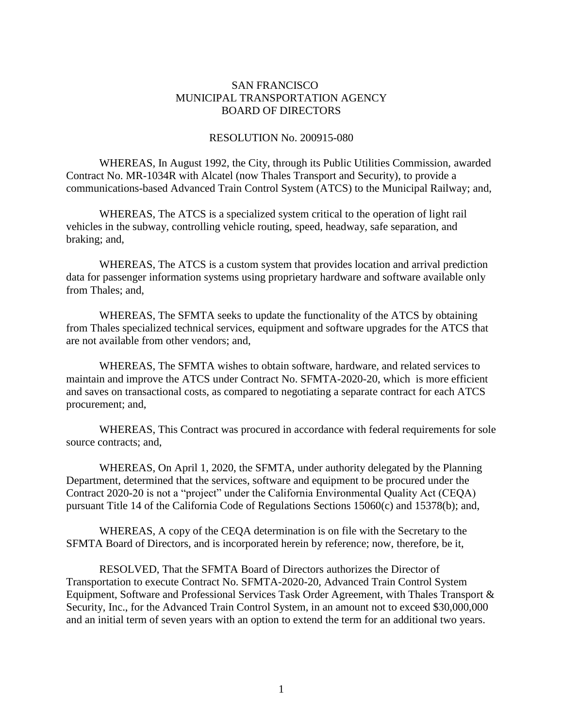# SAN FRANCISCO
# MUNICIPAL TRANSPORTATION AGENCY
# BOARD OF DIRECTORS

## RESOLUTION No. 200915-080

WHEREAS, In August 1992, the City, through its Public Utilities Commission, awarded Contract No. MR-1034R with Alcatel (now Thales Transport and Security), to provide a communications-based Advanced Train Control System (ATCS) to the Municipal Railway; and,

WHEREAS, The ATCS is a specialized system critical to the operation of light rail vehicles in the subway, controlling vehicle routing, speed, headway, safe separation, and braking; and,

WHEREAS, The ATCS is a custom system that provides location and arrival prediction data for passenger information systems using proprietary hardware and software available only from Thales; and,

WHEREAS, The SFMTA seeks to update the functionality of the ATCS by obtaining from Thales specialized technical services, equipment and software upgrades for the ATCS that are not available from other vendors; and,

WHEREAS, The SFMTA wishes to obtain software, hardware, and related services to maintain and improve the ATCS under Contract No. SFMTA-2020-20, which is more efficient and saves on transactional costs, as compared to negotiating a separate contract for each ATCS procurement; and,

WHEREAS, This Contract was procured in accordance with federal requirements for sole source contracts; and,

WHEREAS, On April 1, 2020, the SFMTA, under authority delegated by the Planning Department, determined that the services, software and equipment to be procured under the Contract 2020-20 is not a "project" under the California Environmental Quality Act (CEQA) pursuant Title 14 of the California Code of Regulations Sections 15060(c) and 15378(b); and,

WHEREAS, A copy of the CEQA determination is on file with the Secretary to the SFMTA Board of Directors, and is incorporated herein by reference; now, therefore, be it,

RESOLVED, That the SFMTA Board of Directors authorizes the Director of Transportation to execute Contract No. SFMTA-2020-20, Advanced Train Control System Equipment, Software and Professional Services Task Order Agreement, with Thales Transport & Security, Inc., for the Advanced Train Control System, in an amount not to exceed $30,000,000 and an initial term of seven years with an option to extend the term for an additional two years.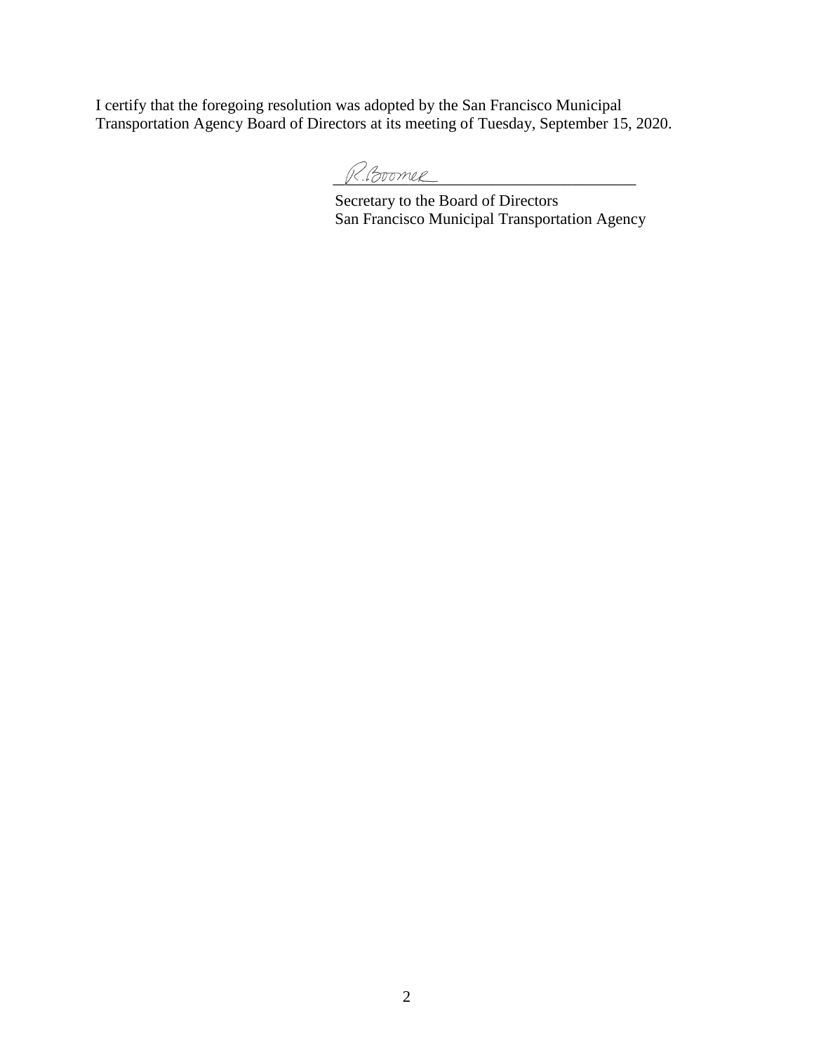I certify that the foregoing resolution was adopted by the San Francisco Municipal Transportation Agency Board of Directors at its meeting of Tuesday, September 15, 2020.

R.Boomer
______________________________________

Secretary to the Board of Directors
San Francisco Municipal Transportation Agency